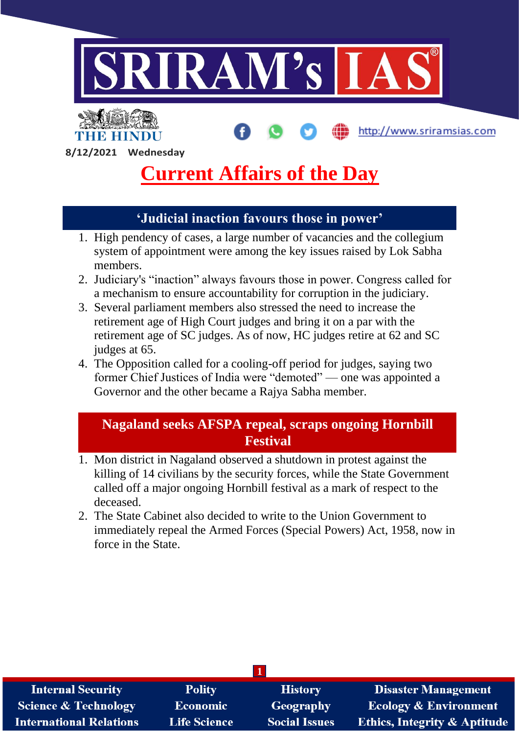8/12/2021 Wednesday

# Current Affairs of the Day

## 'Judicial inaction favours those in power'

1. High pendency of cases, a large number of vacancies and the collegium system of appointment were among the key issues raised by Lok Sabha members.
2. Judiciary's "inaction" always favours those in power. Congress called for a mechanism to ensure accountability for corruption in the judiciary.
3. Several parliament members also stressed the need to increase the retirement age of High Court judges and bring it on a par with the retirement age of SC judges. As of now, HC judges retire at 62 and SC judges at 65.
4. The Opposition called for a cooling-off period for judges, saying two former Chief Justices of India were "demoted" — one was appointed a Governor and the other became a Rajya Sabha member.

## Nagaland seeks AFSPA repeal, scraps ongoing Hornbill Festival

1. Mon district in Nagaland observed a shutdown in protest against the killing of 14 civilians by the security forces, while the State Government called off a major ongoing Hornbill festival as a mark of respect to the deceased.
2. The State Cabinet also decided to write to the Union Government to immediately repeal the Armed Forces (Special Powers) Act, 1958, now in force in the State.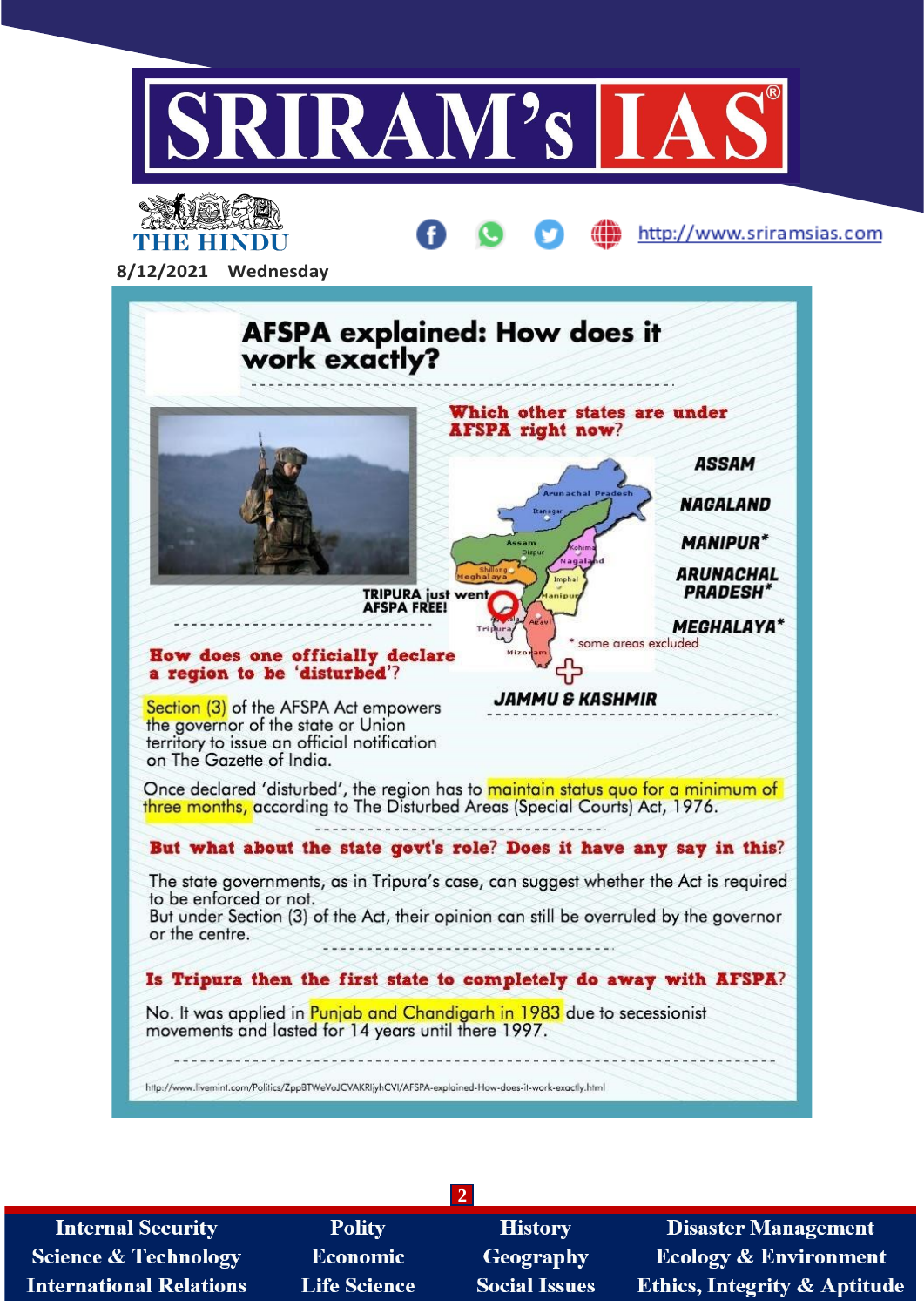8/12/2021 Wednesday

# AFSPA explained: How does it work exactly?

## Which other states are under AFSPA right now?

- ASSAM
- NAGALAND
- MANIPUR*
- ARUNACHAL PRADESH*
- MEGHALAYA*
- JAMMU & KASHMIR

\* some areas excluded

TRIPURA just went AFSPA FREE!

## How does one officially declare a region to be 'disturbed'?

Section (3) of the AFSPA Act empowers the governor of the state or Union territory to issue an official notification on The Gazette of India.

Once declared 'disturbed', the region has to maintain status quo for a minimum of three months, according to The Disturbed Areas (Special Courts) Act, 1976.

## But what about the state govt's role? Does it have any say in this?

The state governments, as in Tripura's case, can suggest whether the Act is required to be enforced or not.
But under Section (3) of the Act, their opinion can still be overruled by the governor or the centre.

## Is Tripura then the first state to completely do away with AFSPA?

No. It was applied in Punjab and Chandigarh in 1983 due to secessionist movements and lasted for 14 years until there 1997.

http://www.livemint.com/Politics/ZppBTWeVoJCVAKRljyhCVI/AFSPA-explained-How-does-it-work-exactly.html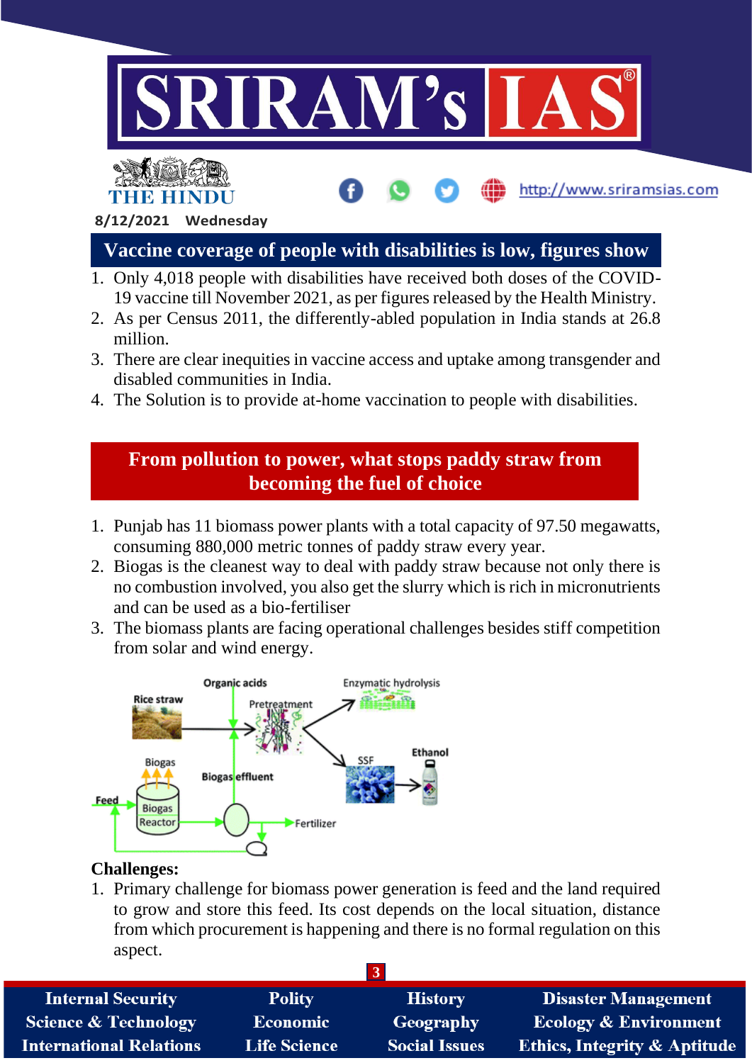8/12/2021 Wednesday

## Vaccine coverage of people with disabilities is low, figures show

1. Only 4,018 people with disabilities have received both doses of the COVID-19 vaccine till November 2021, as per figures released by the Health Ministry.
2. As per Census 2011, the differently-abled population in India stands at 26.8 million.
3. There are clear inequities in vaccine access and uptake among transgender and disabled communities in India.
4. The Solution is to provide at-home vaccination to people with disabilities.

## From pollution to power, what stops paddy straw from becoming the fuel of choice

1. Punjab has 11 biomass power plants with a total capacity of 97.50 megawatts, consuming 880,000 metric tonnes of paddy straw every year.
2. Biogas is the cleanest way to deal with paddy straw because not only there is no combustion involved, you also get the slurry which is rich in micronutrients and can be used as a bio-fertiliser
3. The biomass plants are facing operational challenges besides stiff competition from solar and wind energy.

**Challenges:**

1. Primary challenge for biomass power generation is feed and the land required to grow and store this feed. Its cost depends on the local situation, distance from which procurement is happening and there is no formal regulation on this aspect.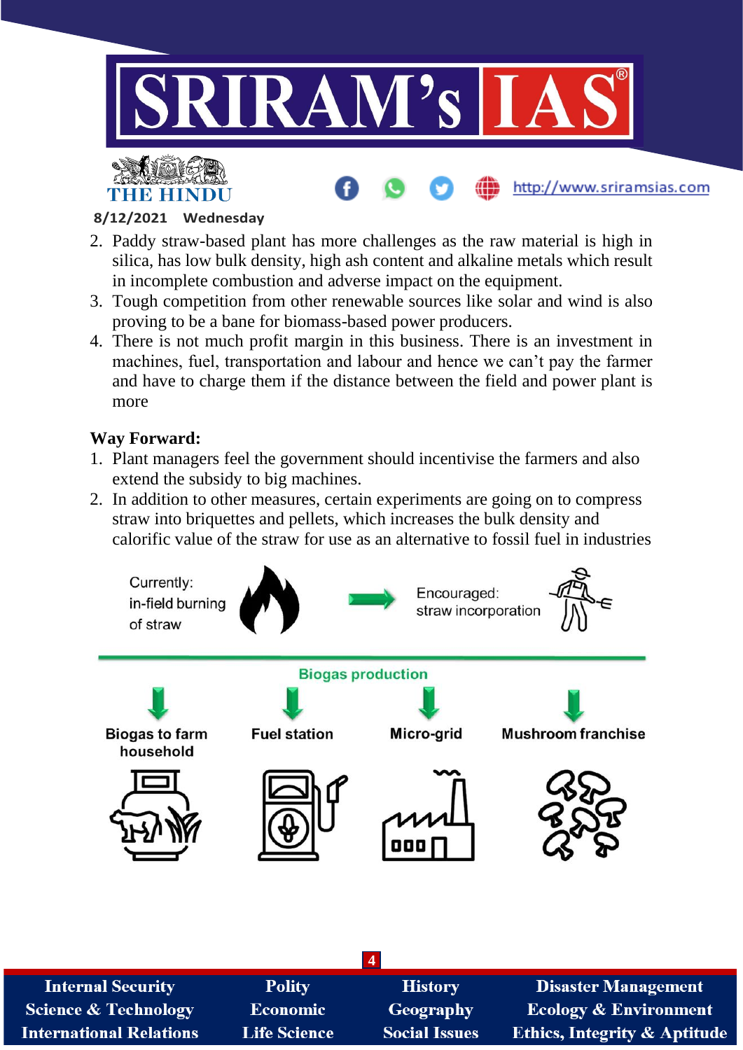2. Paddy straw-based plant has more challenges as the raw material is high in silica, has low bulk density, high ash content and alkaline metals which result in incomplete combustion and adverse impact on the equipment.
3. Tough competition from other renewable sources like solar and wind is also proving to be a bane for biomass-based power producers.
4. There is not much profit margin in this business. There is an investment in machines, fuel, transportation and labour and hence we can't pay the farmer and have to charge them if the distance between the field and power plant is more

**Way Forward:**

1. Plant managers feel the government should incentivise the farmers and also extend the subsidy to big machines.
2. In addition to other measures, certain experiments are going on to compress straw into briquettes and pellets, which increases the bulk density and calorific value of the straw for use as an alternative to fossil fuel in industries

Currently: in-field burning of straw → Encouraged: straw incorporation

Biogas production

- Biogas to farm household
- Fuel station
- Micro-grid
- Mushroom franchise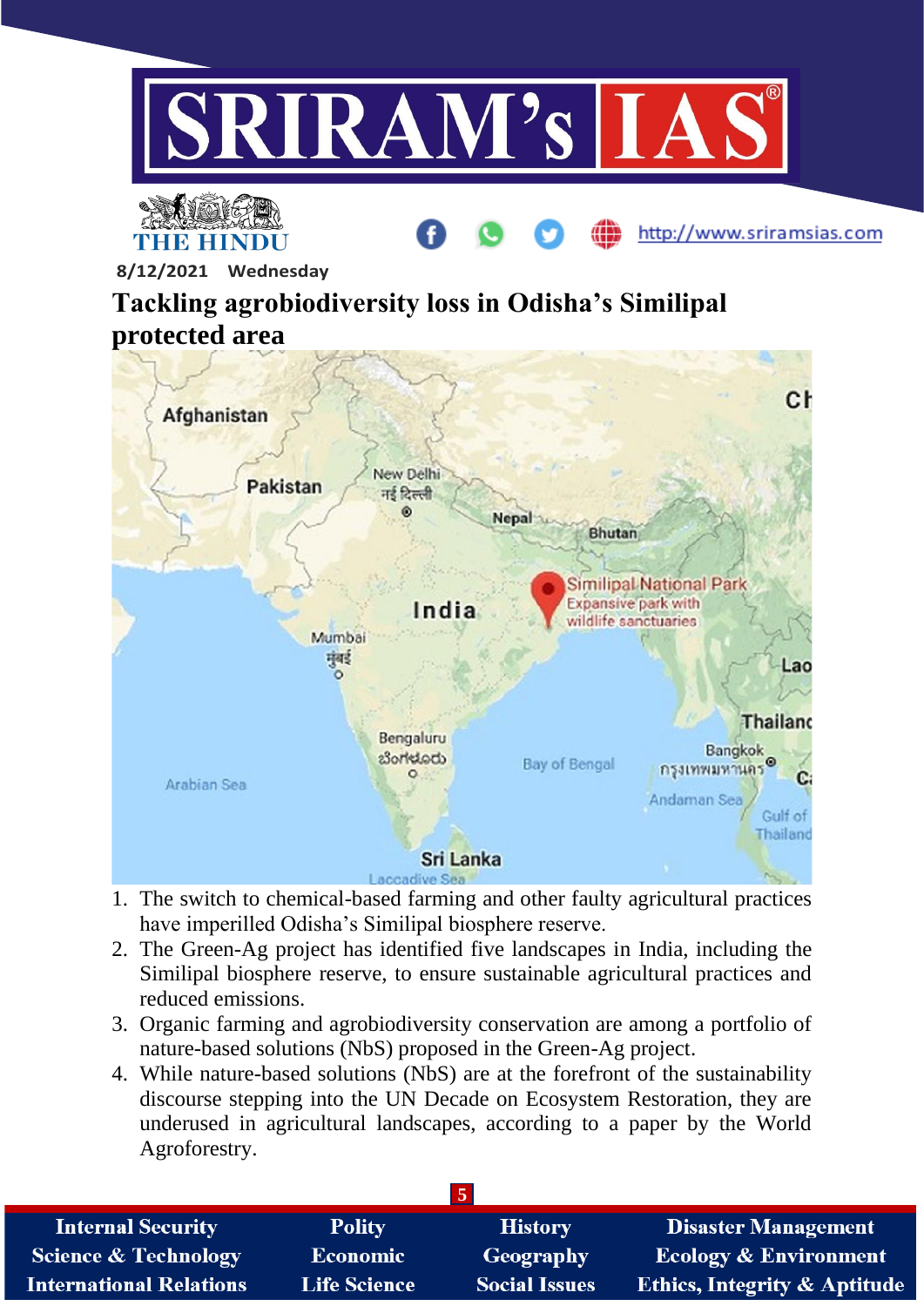8/12/2021 Wednesday

# Tackling agrobiodiversity loss in Odisha's Similipal protected area

1. The switch to chemical-based farming and other faulty agricultural practices have imperilled Odisha's Similipal biosphere reserve.
2. The Green-Ag project has identified five landscapes in India, including the Similipal biosphere reserve, to ensure sustainable agricultural practices and reduced emissions.
3. Organic farming and agrobiodiversity conservation are among a portfolio of nature-based solutions (NbS) proposed in the Green-Ag project.
4. While nature-based solutions (NbS) are at the forefront of the sustainability discourse stepping into the UN Decade on Ecosystem Restoration, they are underused in agricultural landscapes, according to a paper by the World Agroforestry.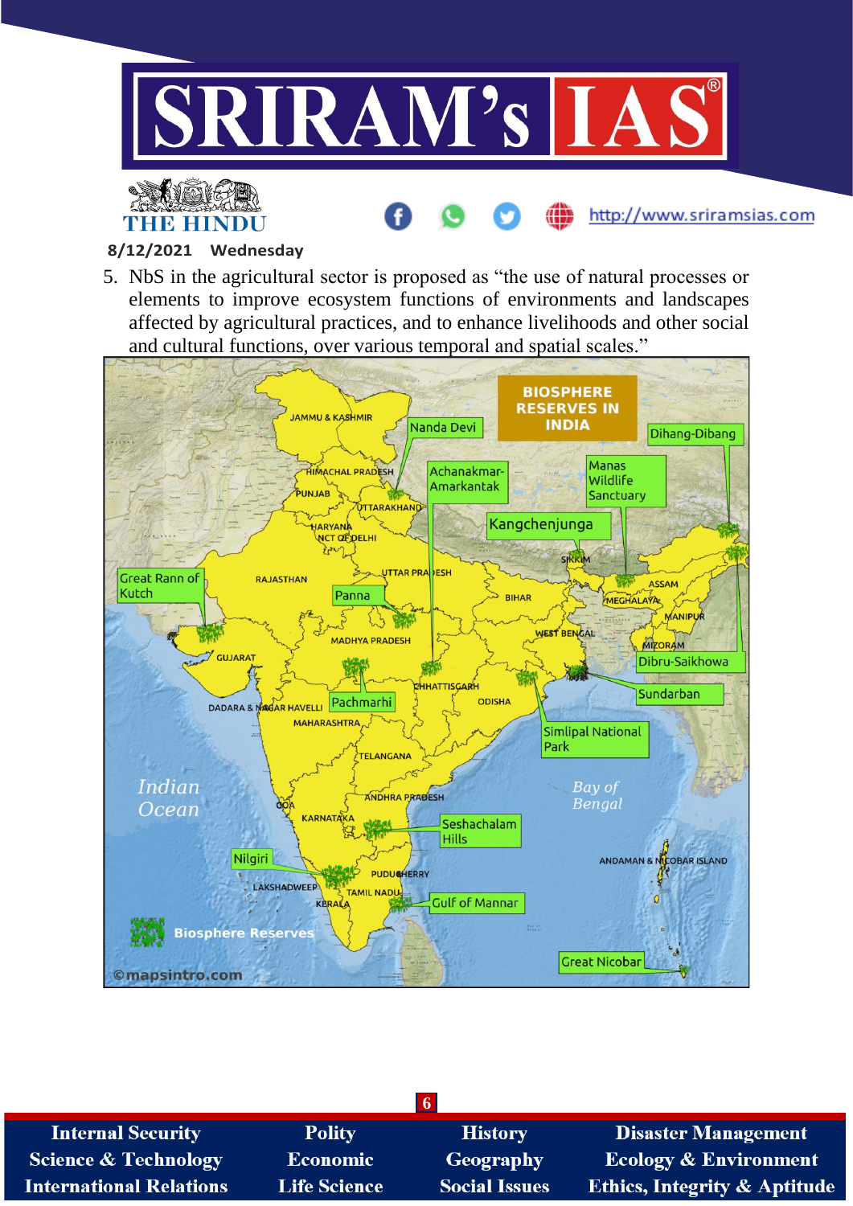5. NbS in the agricultural sector is proposed as “the use of natural processes or elements to improve ecosystem functions of environments and landscapes affected by agricultural practices, and to enhance livelihoods and other social and cultural functions, over various temporal and spatial scales.”

BIOSPHERE RESERVES IN INDIA

Nanda Devi, Dihang-Dibang, Achanakmar-Amarkantak, Manas Wildlife Sanctuary, Kangchenjunga, Great Rann of Kutch, Panna, Dibru-Saikhowa, Sundarban, Pachmarhi, Simlipal National Park, Seshachalam Hills, Nilgiri, Gulf of Mannar, Great Nicobar

©mapsintro.com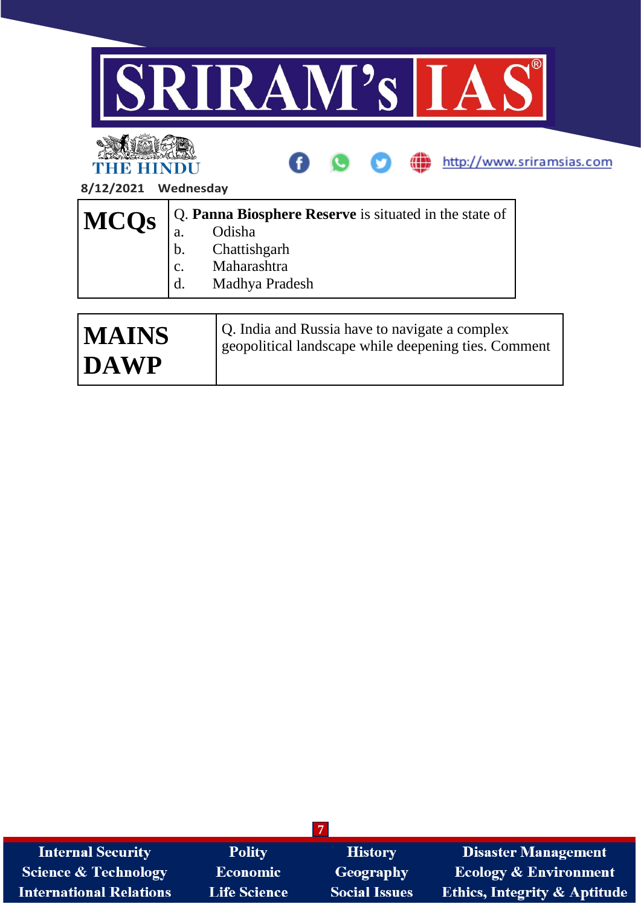8/12/2021 Wednesday

| | |
|---|---|
| **MCQs** | Q. **Panna Biosphere Reserve** is situated in the state of<br>a. Odisha<br>b. Chattishgarh<br>c. Maharashtra<br>d. Madhya Pradesh |

| | |
|---|---|
| **MAINS DAWP** | Q. India and Russia have to navigate a complex geopolitical landscape while deepening ties. Comment |